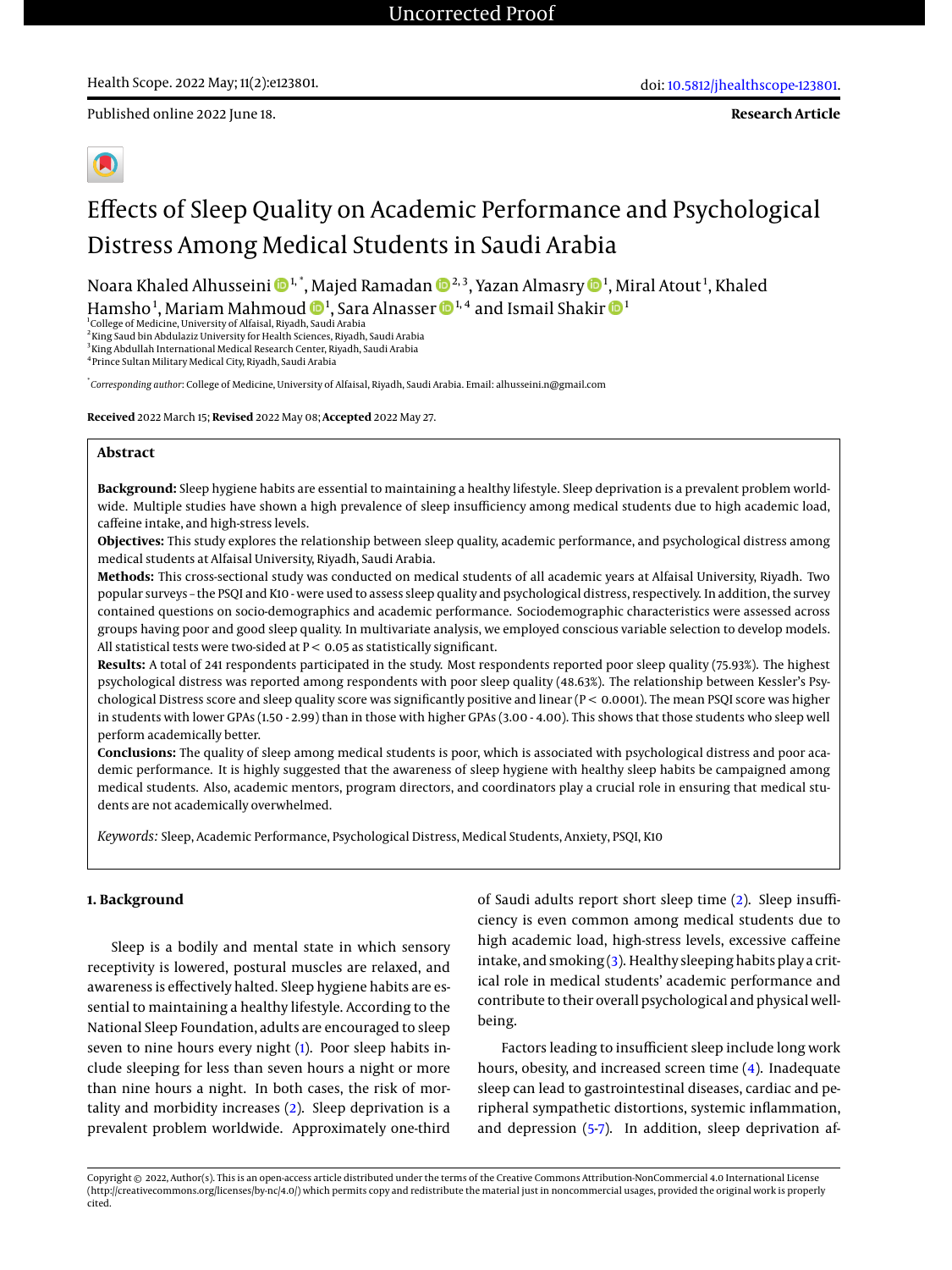Uncorrected Proof

Health Scope. 2022 May; 11(2):e123801.

doi: 10.5812/jhealthscope-123801.

Published online 2022 June 18.

**Research Article**

# Effects of Sleep Quality on Academic Performance and Psychological Distress Among Medical Students in Saudi Arabia

Noara Khaled Alhusseini [1,*], Majed Ramadan [2,3], Yazan Almasry [1], Miral Atout [1], Khaled Hamsho [1], Mariam Mahmoud [1], Sara Alnasser [1,4] and Ismail Shakir [1]

[1] College of Medicine, University of Alfaisal, Riyadh, Saudi Arabia
[2] King Saud bin Abdulaziz University for Health Sciences, Riyadh, Saudi Arabia
[3] King Abdullah International Medical Research Center, Riyadh, Saudi Arabia
[4] Prince Sultan Military Medical City, Riyadh, Saudi Arabia

[*] *Corresponding author*: College of Medicine, University of Alfaisal, Riyadh, Saudi Arabia. Email: alhusseini.n@gmail.com

**Received** 2022 March 15; **Revised** 2022 May 08; **Accepted** 2022 May 27.

## Abstract

**Background:** Sleep hygiene habits are essential to maintaining a healthy lifestyle. Sleep deprivation is a prevalent problem worldwide. Multiple studies have shown a high prevalence of sleep insufficiency among medical students due to high academic load, caffeine intake, and high-stress levels.

**Objectives:** This study explores the relationship between sleep quality, academic performance, and psychological distress among medical students at Alfaisal University, Riyadh, Saudi Arabia.

**Methods:** This cross-sectional study was conducted on medical students of all academic years at Alfaisal University, Riyadh. Two popular surveys – the PSQI and K10 - were used to assess sleep quality and psychological distress, respectively. In addition, the survey contained questions on socio-demographics and academic performance. Sociodemographic characteristics were assessed across groups having poor and good sleep quality. In multivariate analysis, we employed conscious variable selection to develop models. All statistical tests were two-sided at $P < 0.05$ as statistically significant.

**Results:** A total of 241 respondents participated in the study. Most respondents reported poor sleep quality (75.93%). The highest psychological distress was reported among respondents with poor sleep quality (48.63%). The relationship between Kessler's Psychological Distress score and sleep quality score was significantly positive and linear ($P < 0.0001$). The mean PSQI score was higher in students with lower GPAs (1.50 - 2.99) than in those with higher GPAs (3.00 - 4.00). This shows that those students who sleep well perform academically better.

**Conclusions:** The quality of sleep among medical students is poor, which is associated with psychological distress and poor academic performance. It is highly suggested that the awareness of sleep hygiene with healthy sleep habits be campaigned among medical students. Also, academic mentors, program directors, and coordinators play a crucial role in ensuring that medical students are not academically overwhelmed.

*Keywords:* Sleep, Academic Performance, Psychological Distress, Medical Students, Anxiety, PSQI, K10

## 1. Background

Sleep is a bodily and mental state in which sensory receptivity is lowered, postural muscles are relaxed, and awareness is effectively halted. Sleep hygiene habits are essential to maintaining a healthy lifestyle. According to the National Sleep Foundation, adults are encouraged to sleep seven to nine hours every night (1). Poor sleep habits include sleeping for less than seven hours a night or more than nine hours a night. In both cases, the risk of mortality and morbidity increases (2). Sleep deprivation is a prevalent problem worldwide. Approximately one-third of Saudi adults report short sleep time (2). Sleep insufficiency is even common among medical students due to high academic load, high-stress levels, excessive caffeine intake, and smoking (3). Healthy sleeping habits play a critical role in medical students' academic performance and contribute to their overall psychological and physical well-being.

Factors leading to insufficient sleep include long work hours, obesity, and increased screen time (4). Inadequate sleep can lead to gastrointestinal diseases, cardiac and peripheral sympathetic distortions, systemic inflammation, and depression (5-7). In addition, sleep deprivation af-

Copyright © 2022, Author(s). This is an open-access article distributed under the terms of the Creative Commons Attribution-NonCommercial 4.0 International License (http://creativecommons.org/licenses/by-nc/4.0/) which permits copy and redistribute the material just in noncommercial usages, provided the original work is properly cited.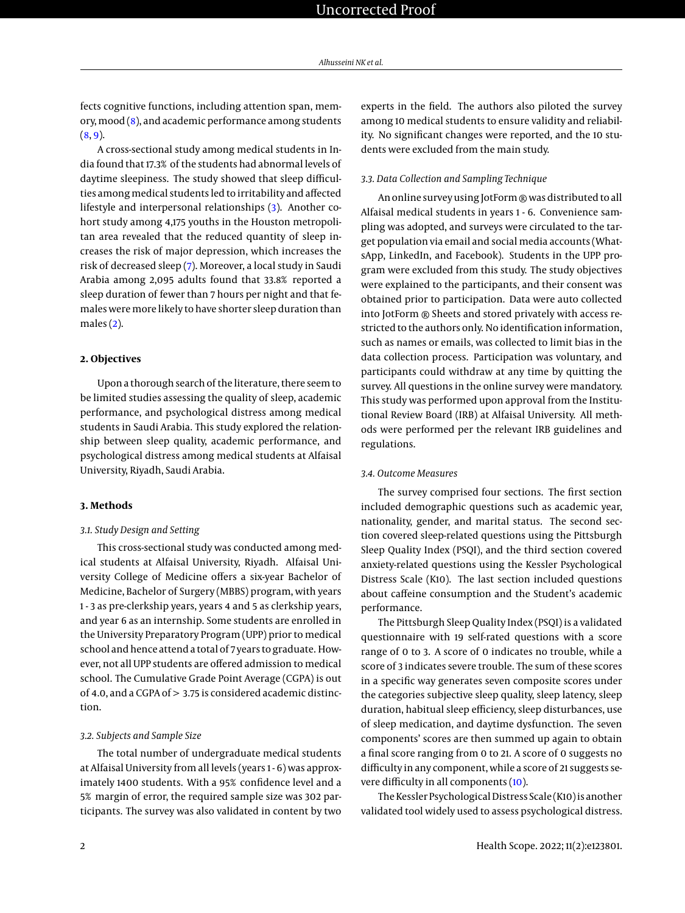fects cognitive functions, including attention span, memory, mood (8), and academic performance among students (8, 9).

A cross-sectional study among medical students in India found that 17.3% of the students had abnormal levels of daytime sleepiness. The study showed that sleep difficulties among medical students led to irritability and affected lifestyle and interpersonal relationships (3). Another cohort study among 4,175 youths in the Houston metropolitan area revealed that the reduced quantity of sleep increases the risk of major depression, which increases the risk of decreased sleep (7). Moreover, a local study in Saudi Arabia among 2,095 adults found that 33.8% reported a sleep duration of fewer than 7 hours per night and that females were more likely to have shorter sleep duration than males (2).

## 2. Objectives

Upon a thorough search of the literature, there seem to be limited studies assessing the quality of sleep, academic performance, and psychological distress among medical students in Saudi Arabia. This study explored the relationship between sleep quality, academic performance, and psychological distress among medical students at Alfaisal University, Riyadh, Saudi Arabia.

## 3. Methods

### 3.1. Study Design and Setting

This cross-sectional study was conducted among medical students at Alfaisal University, Riyadh. Alfaisal University College of Medicine offers a six-year Bachelor of Medicine, Bachelor of Surgery (MBBS) program, with years 1 - 3 as pre-clerkship years, years 4 and 5 as clerkship years, and year 6 as an internship. Some students are enrolled in the University Preparatory Program (UPP) prior to medical school and hence attend a total of 7 years to graduate. However, not all UPP students are offered admission to medical school. The Cumulative Grade Point Average (CGPA) is out of 4.0, and a CGPA of > 3.75 is considered academic distinction.

### 3.2. Subjects and Sample Size

The total number of undergraduate medical students at Alfaisal University from all levels (years 1 - 6) was approximately 1400 students. With a 95% confidence level and a 5% margin of error, the required sample size was 302 participants. The survey was also validated in content by two experts in the field. The authors also piloted the survey among 10 medical students to ensure validity and reliability. No significant changes were reported, and the 10 students were excluded from the main study.

### 3.3. Data Collection and Sampling Technique

An online survey using JotForm ® was distributed to all Alfaisal medical students in years 1 - 6. Convenience sampling was adopted, and surveys were circulated to the target population via email and social media accounts (WhatsApp, LinkedIn, and Facebook). Students in the UPP program were excluded from this study. The study objectives were explained to the participants, and their consent was obtained prior to participation. Data were auto collected into JotForm ® Sheets and stored privately with access restricted to the authors only. No identification information, such as names or emails, was collected to limit bias in the data collection process. Participation was voluntary, and participants could withdraw at any time by quitting the survey. All questions in the online survey were mandatory. This study was performed upon approval from the Institutional Review Board (IRB) at Alfaisal University. All methods were performed per the relevant IRB guidelines and regulations.

### 3.4. Outcome Measures

The survey comprised four sections. The first section included demographic questions such as academic year, nationality, gender, and marital status. The second section covered sleep-related questions using the Pittsburgh Sleep Quality Index (PSQI), and the third section covered anxiety-related questions using the Kessler Psychological Distress Scale (K10). The last section included questions about caffeine consumption and the Student's academic performance.

The Pittsburgh Sleep Quality Index (PSQI) is a validated questionnaire with 19 self-rated questions with a score range of 0 to 3. A score of 0 indicates no trouble, while a score of 3 indicates severe trouble. The sum of these scores in a specific way generates seven composite scores under the categories subjective sleep quality, sleep latency, sleep duration, habitual sleep efficiency, sleep disturbances, use of sleep medication, and daytime dysfunction. The seven components' scores are then summed up again to obtain a final score ranging from 0 to 21. A score of 0 suggests no difficulty in any component, while a score of 21 suggests severe difficulty in all components (10).

The Kessler Psychological Distress Scale (K10) is another validated tool widely used to assess psychological distress.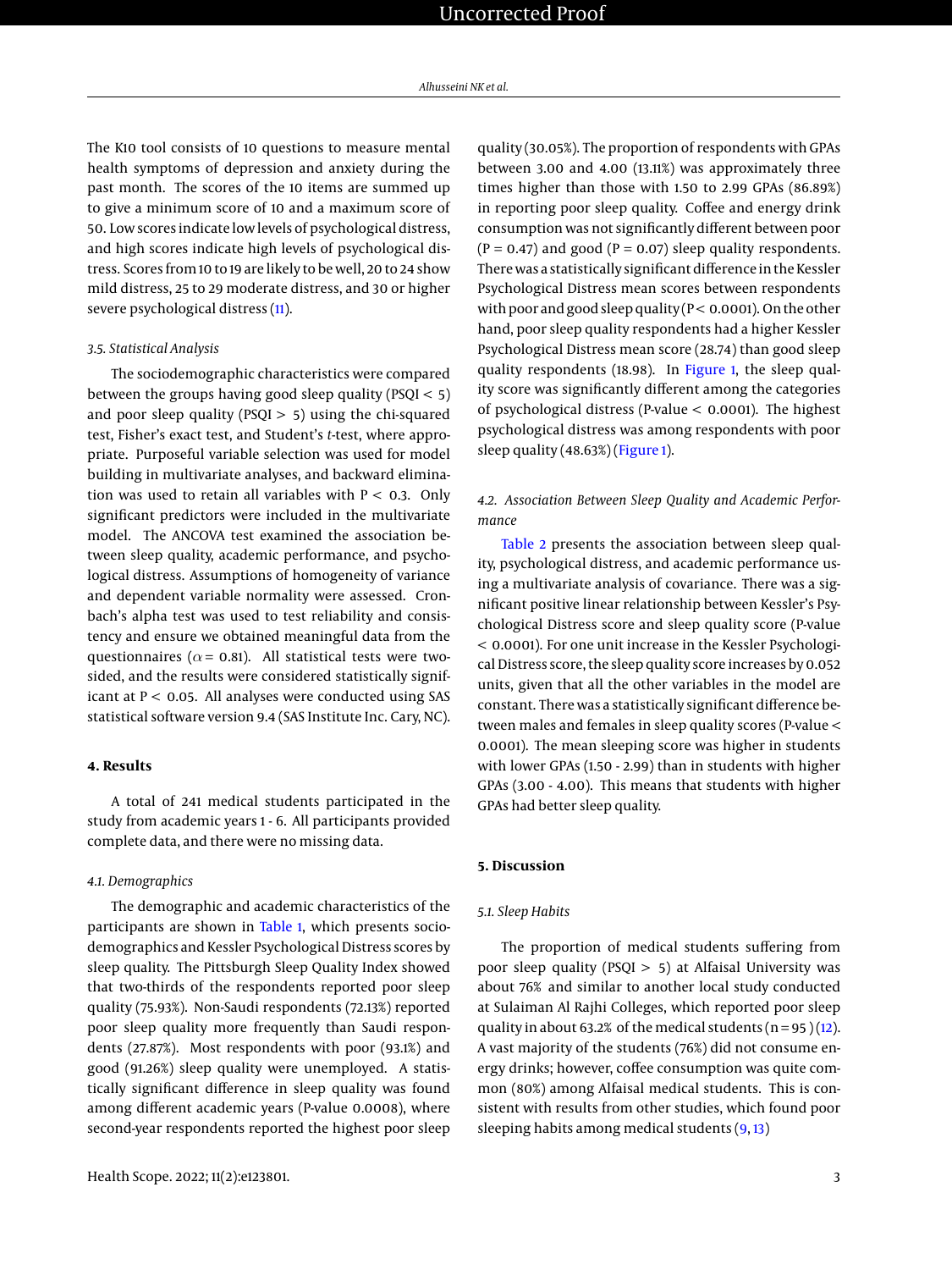The K10 tool consists of 10 questions to measure mental health symptoms of depression and anxiety during the past month. The scores of the 10 items are summed up to give a minimum score of 10 and a maximum score of 50. Low scores indicate low levels of psychological distress, and high scores indicate high levels of psychological distress. Scores from 10 to 19 are likely to be well, 20 to 24 show mild distress, 25 to 29 moderate distress, and 30 or higher severe psychological distress (11).

### 3.5. Statistical Analysis

The sociodemographic characteristics were compared between the groups having good sleep quality (PSQI < 5) and poor sleep quality (PSQI > 5) using the chi-squared test, Fisher's exact test, and Student's *t*-test, where appropriate. Purposeful variable selection was used for model building in multivariate analyses, and backward elimination was used to retain all variables with P < 0.3. Only significant predictors were included in the multivariate model. The ANCOVA test examined the association between sleep quality, academic performance, and psychological distress. Assumptions of homogeneity of variance and dependent variable normality were assessed. Cronbach's alpha test was used to test reliability and consistency and ensure we obtained meaningful data from the questionnaires ($\alpha$ = 0.81). All statistical tests were two-sided, and the results were considered statistically significant at P < 0.05. All analyses were conducted using SAS statistical software version 9.4 (SAS Institute Inc. Cary, NC).

## 4. Results

A total of 241 medical students participated in the study from academic years 1 - 6. All participants provided complete data, and there were no missing data.

### 4.1. Demographics

The demographic and academic characteristics of the participants are shown in Table 1, which presents sociodemographics and Kessler Psychological Distress scores by sleep quality. The Pittsburgh Sleep Quality Index showed that two-thirds of the respondents reported poor sleep quality (75.93%). Non-Saudi respondents (72.13%) reported poor sleep quality more frequently than Saudi respondents (27.87%). Most respondents with poor (93.1%) and good (91.26%) sleep quality were unemployed. A statistically significant difference in sleep quality was found among different academic years (P-value 0.0008), where second-year respondents reported the highest poor sleep quality (30.05%). The proportion of respondents with GPAs between 3.00 and 4.00 (13.11%) was approximately three times higher than those with 1.50 to 2.99 GPAs (86.89%) in reporting poor sleep quality. Coffee and energy drink consumption was not significantly different between poor (P = 0.47) and good (P = 0.07) sleep quality respondents. There was a statistically significant difference in the Kessler Psychological Distress mean scores between respondents with poor and good sleep quality (P < 0.0001). On the other hand, poor sleep quality respondents had a higher Kessler Psychological Distress mean score (28.74) than good sleep quality respondents (18.98). In Figure 1, the sleep quality score was significantly different among the categories of psychological distress (P-value < 0.0001). The highest psychological distress was among respondents with poor sleep quality (48.63%) (Figure 1).

### 4.2. Association Between Sleep Quality and Academic Performance

Table 2 presents the association between sleep quality, psychological distress, and academic performance using a multivariate analysis of covariance. There was a significant positive linear relationship between Kessler's Psychological Distress score and sleep quality score (P-value < 0.0001). For one unit increase in the Kessler Psychological Distress score, the sleep quality score increases by 0.052 units, given that all the other variables in the model are constant. There was a statistically significant difference between males and females in sleep quality scores (P-value < 0.0001). The mean sleeping score was higher in students with lower GPAs (1.50 - 2.99) than in students with higher GPAs (3.00 - 4.00). This means that students with higher GPAs had better sleep quality.

## 5. Discussion

### 5.1. Sleep Habits

The proportion of medical students suffering from poor sleep quality (PSQI > 5) at Alfaisal University was about 76% and similar to another local study conducted at Sulaiman Al Rajhi Colleges, which reported poor sleep quality in about 63.2% of the medical students (n = 95) (12). A vast majority of the students (76%) did not consume energy drinks; however, coffee consumption was quite common (80%) among Alfaisal medical students. This is consistent with results from other studies, which found poor sleeping habits among medical students (9, 13)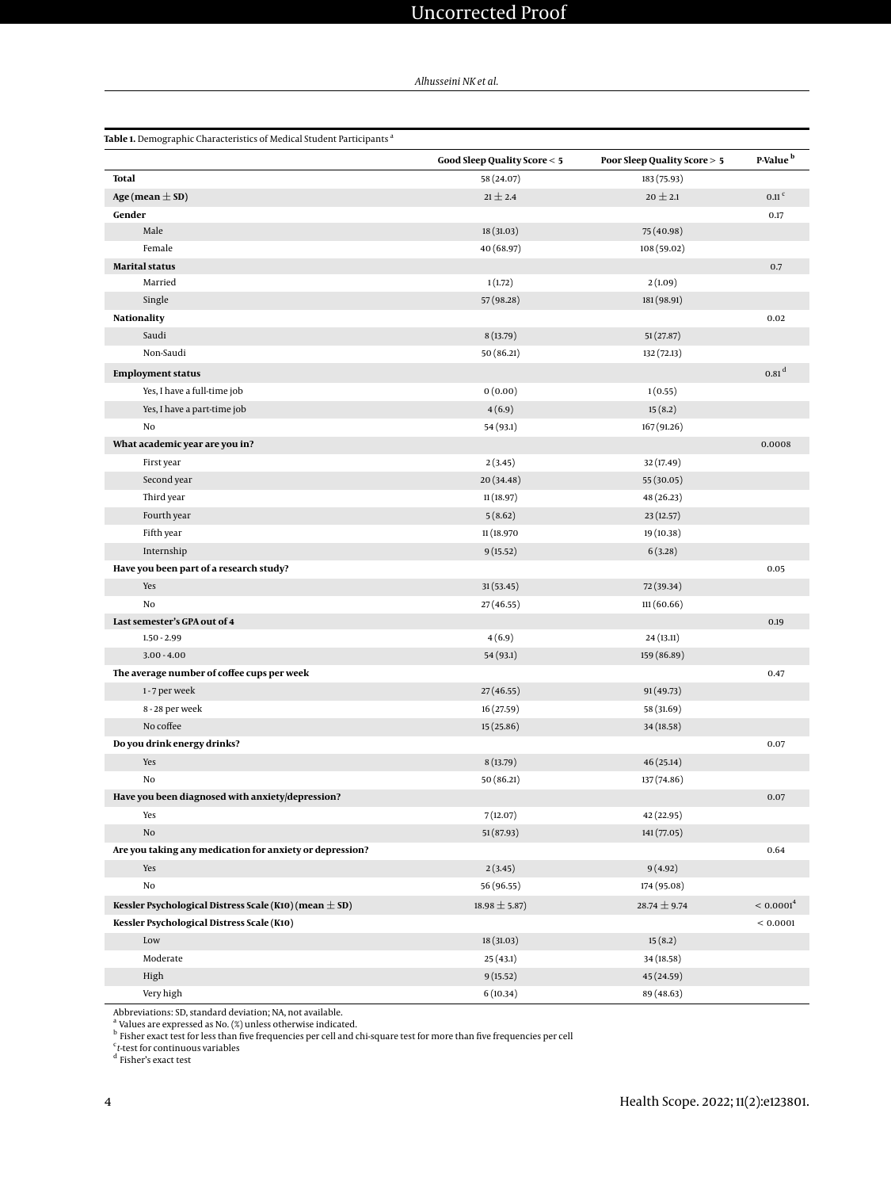**Table 1.** Demographic Characteristics of Medical Student Participants [a]

| | Good Sleep Quality Score < 5 | Poor Sleep Quality Score > 5 | P-Value [b] |
|---|---|---|---|
| **Total** | 58 (24.07) | 183 (75.93) | |
| **Age (mean ± SD)** | 21 ± 2.4 | 20 ± 2.1 | 0.11 [c] |
| **Gender** | | | 0.17 |
| Male | 18 (31.03) | 75 (40.98) | |
| Female | 40 (68.97) | 108 (59.02) | |
| **Marital status** | | | 0.7 |
| Married | 1 (1.72) | 2 (1.09) | |
| Single | 57 (98.28) | 181 (98.91) | |
| **Nationality** | | | 0.02 |
| Saudi | 8 (13.79) | 51 (27.87) | |
| Non-Saudi | 50 (86.21) | 132 (72.13) | |
| **Employment status** | | | 0.81 [d] |
| Yes, I have a full-time job | 0 (0.00) | 1 (0.55) | |
| Yes, I have a part-time job | 4 (6.9) | 15 (8.2) | |
| No | 54 (93.1) | 167 (91.26) | |
| **What academic year are you in?** | | | 0.0008 |
| First year | 2 (3.45) | 32 (17.49) | |
| Second year | 20 (34.48) | 55 (30.05) | |
| Third year | 11 (18.97) | 48 (26.23) | |
| Fourth year | 5 (8.62) | 23 (12.57) | |
| Fifth year | 11 (18.970 | 19 (10.38) | |
| Internship | 9 (15.52) | 6 (3.28) | |
| **Have you been part of a research study?** | | | 0.05 |
| Yes | 31 (53.45) | 72 (39.34) | |
| No | 27 (46.55) | 111 (60.66) | |
| **Last semester's GPA out of 4** | | | 0.19 |
| 1.50 - 2.99 | 4 (6.9) | 24 (13.11) | |
| 3.00 - 4.00 | 54 (93.1) | 159 (86.89) | |
| **The average number of coffee cups per week** | | | 0.47 |
| 1 - 7 per week | 27 (46.55) | 91 (49.73) | |
| 8 - 28 per week | 16 (27.59) | 58 (31.69) | |
| No coffee | 15 (25.86) | 34 (18.58) | |
| **Do you drink energy drinks?** | | | 0.07 |
| Yes | 8 (13.79) | 46 (25.14) | |
| No | 50 (86.21) | 137 (74.86) | |
| **Have you been diagnosed with anxiety/depression?** | | | 0.07 |
| Yes | 7 (12.07) | 42 (22.95) | |
| No | 51 (87.93) | 141 (77.05) | |
| **Are you taking any medication for anxiety or depression?** | | | 0.64 |
| Yes | 2 (3.45) | 9 (4.92) | |
| No | 56 (96.55) | 174 (95.08) | |
| **Kessler Psychological Distress Scale (K10) (mean ± SD)** | 18.98 ± 5.87) | 28.74 ± 9.74 | < 0.0001 [4] |
| **Kessler Psychological Distress Scale (K10)** | | | < 0.0001 |
| Low | 18 (31.03) | 15 (8.2) | |
| Moderate | 25 (43.1) | 34 (18.58) | |
| High | 9 (15.52) | 45 (24.59) | |
| Very high | 6 (10.34) | 89 (48.63) | |

Abbreviations: SD, standard deviation; NA, not available.

[a] Values are expressed as No. (%) unless otherwise indicated.

[b] Fisher exact test for less than five frequencies per cell and chi-square test for more than five frequencies per cell

[c] *t*-test for continuous variables

[d] Fisher's exact test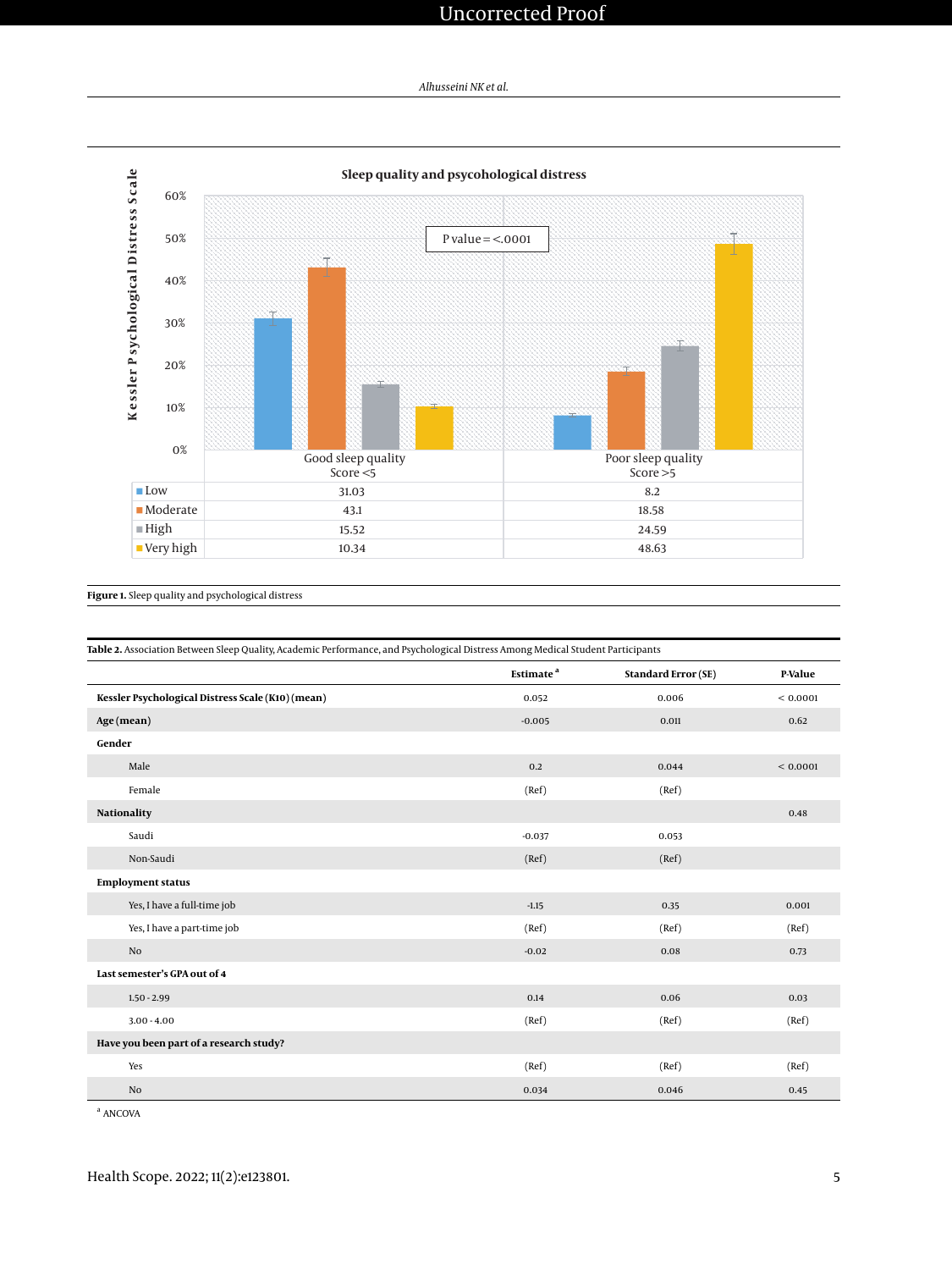**Sleep quality and psycohological distress**

P value = <.0001

| Kessler Psychological Distress Scale | Good sleep quality Score <5 | Poor sleep quality Score >5 |
|---|---|---|
| Low | 31.03 | 8.2 |
| Moderate | 43.1 | 18.58 |
| High | 15.52 | 24.59 |
| Very high | 10.34 | 48.63 |

**Figure 1.** Sleep quality and psychological distress

**Table 2.** Association Between Sleep Quality, Academic Performance, and Psychological Distress Among Medical Student Participants

| | Estimate [a] | Standard Error (SE) | P-Value |
|---|---|---|---|
| **Kessler Psychological Distress Scale (K10) (mean)** | 0.052 | 0.006 | < 0.0001 |
| **Age (mean)** | -0.005 | 0.011 | 0.62 |
| **Gender** | | | |
| Male | 0.2 | 0.044 | < 0.0001 |
| Female | (Ref) | (Ref) | |
| **Nationality** | | | 0.48 |
| Saudi | -0.037 | 0.053 | |
| Non-Saudi | (Ref) | (Ref) | |
| **Employment status** | | | |
| Yes, I have a full-time job | -1.15 | 0.35 | 0.001 |
| Yes, I have a part-time job | (Ref) | (Ref) | (Ref) |
| No | -0.02 | 0.08 | 0.73 |
| **Last semester's GPA out of 4** | | | |
| 1.50 - 2.99 | 0.14 | 0.06 | 0.03 |
| 3.00 - 4.00 | (Ref) | (Ref) | (Ref) |
| **Have you been part of a research study?** | | | |
| Yes | (Ref) | (Ref) | (Ref) |
| No | 0.034 | 0.046 | 0.45 |

[a] ANCOVA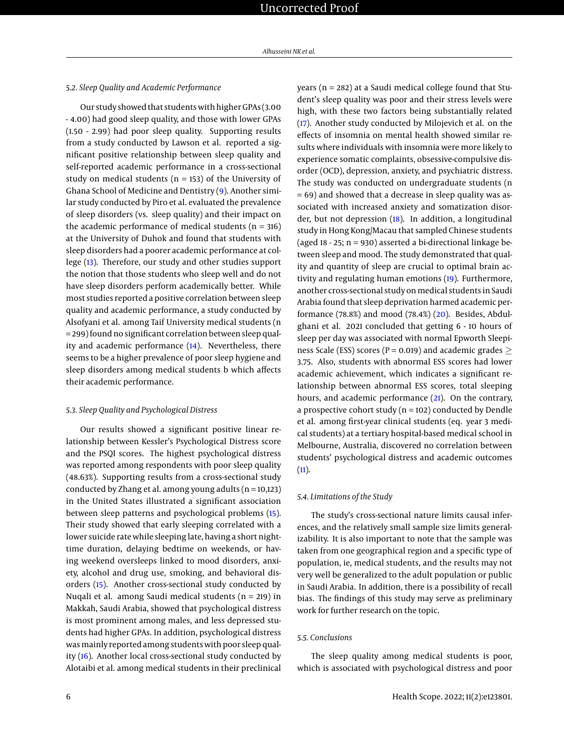### 5.2. Sleep Quality and Academic Performance

Our study showed that students with higher GPAs (3.00 - 4.00) had good sleep quality, and those with lower GPAs (1.50 - 2.99) had poor sleep quality. Supporting results from a study conducted by Lawson et al. reported a significant positive relationship between sleep quality and self-reported academic performance in a cross-sectional study on medical students (n = 153) of the University of Ghana School of Medicine and Dentistry (9). Another similar study conducted by Piro et al. evaluated the prevalence of sleep disorders (vs. sleep quality) and their impact on the academic performance of medical students (n = 316) at the University of Duhok and found that students with sleep disorders had a poorer academic performance at college (13). Therefore, our study and other studies support the notion that those students who sleep well and do not have sleep disorders perform academically better. While most studies reported a positive correlation between sleep quality and academic performance, a study conducted by Alsofyani et al. among Taif University medical students (n = 299) found no significant correlation between sleep quality and academic performance (14). Nevertheless, there seems to be a higher prevalence of poor sleep hygiene and sleep disorders among medical students b which affects their academic performance.

### 5.3. Sleep Quality and Psychological Distress

Our results showed a significant positive linear relationship between Kessler's Psychological Distress score and the PSQI scores. The highest psychological distress was reported among respondents with poor sleep quality (48.63%). Supporting results from a cross-sectional study conducted by Zhang et al. among young adults (n = 10,123) in the United States illustrated a significant association between sleep patterns and psychological problems (15). Their study showed that early sleeping correlated with a lower suicide rate while sleeping late, having a short nighttime duration, delaying bedtime on weekends, or having weekend oversleeps linked to mood disorders, anxiety, alcohol and drug use, smoking, and behavioral disorders (15). Another cross-sectional study conducted by Nuqali et al. among Saudi medical students (n = 219) in Makkah, Saudi Arabia, showed that psychological distress is most prominent among males, and less depressed students had higher GPAs. In addition, psychological distress was mainly reported among students with poor sleep quality (16). Another local cross-sectional study conducted by Alotaibi et al. among medical students in their preclinical years (n = 282) at a Saudi medical college found that Student's sleep quality was poor and their stress levels were high, with these two factors being substantially related (17). Another study conducted by Milojevich et al. on the effects of insomnia on mental health showed similar results where individuals with insomnia were more likely to experience somatic complaints, obsessive-compulsive disorder (OCD), depression, anxiety, and psychiatric distress. The study was conducted on undergraduate students (n = 69) and showed that a decrease in sleep quality was associated with increased anxiety and somatization disorder, but not depression (18). In addition, a longitudinal study in Hong Kong/Macau that sampled Chinese students (aged 18 - 25; n = 930) asserted a bi-directional linkage between sleep and mood. The study demonstrated that quality and quantity of sleep are crucial to optimal brain activity and regulating human emotions (19). Furthermore, another cross-sectional study on medical students in Saudi Arabia found that sleep deprivation harmed academic performance (78.8%) and mood (78.4%) (20). Besides, Abdulghani et al. 2021 concluded that getting 6 - 10 hours of sleep per day was associated with normal Epworth Sleepiness Scale (ESS) scores (P = 0.019) and academic grades $\geq$ 3.75. Also, students with abnormal ESS scores had lower academic achievement, which indicates a significant relationship between abnormal ESS scores, total sleeping hours, and academic performance (21). On the contrary, a prospective cohort study (n = 102) conducted by Dendle et al. among first-year clinical students (eq. year 3 medical students) at a tertiary hospital-based medical school in Melbourne, Australia, discovered no correlation between students' psychological distress and academic outcomes (11).

### 5.4. Limitations of the Study

The study's cross-sectional nature limits causal inferences, and the relatively small sample size limits generalizability. It is also important to note that the sample was taken from one geographical region and a specific type of population, ie, medical students, and the results may not very well be generalized to the adult population or public in Saudi Arabia. In addition, there is a possibility of recall bias. The findings of this study may serve as preliminary work for further research on the topic.

### 5.5. Conclusions

The sleep quality among medical students is poor, which is associated with psychological distress and poor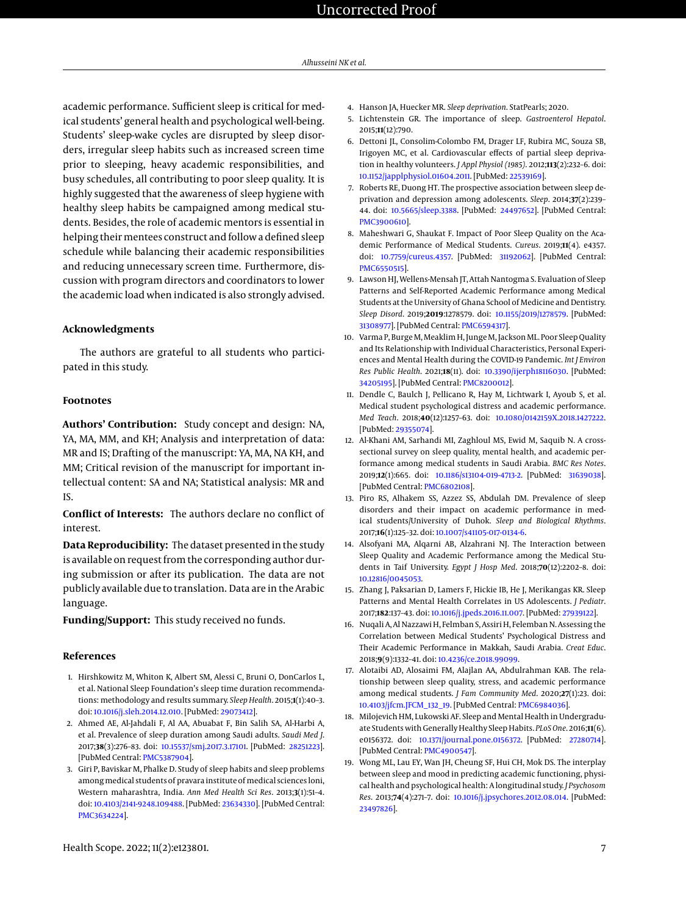academic performance. Sufficient sleep is critical for medical students' general health and psychological well-being. Students' sleep-wake cycles are disrupted by sleep disorders, irregular sleep habits such as increased screen time prior to sleeping, heavy academic responsibilities, and busy schedules, all contributing to poor sleep quality. It is highly suggested that the awareness of sleep hygiene with healthy sleep habits be campaigned among medical students. Besides, the role of academic mentors is essential in helping their mentees construct and follow a defined sleep schedule while balancing their academic responsibilities and reducing unnecessary screen time. Furthermore, discussion with program directors and coordinators to lower the academic load when indicated is also strongly advised.

## Acknowledgments

The authors are grateful to all students who participated in this study.

## Footnotes

**Authors' Contribution:** Study concept and design: NA, YA, MA, MM, and KH; Analysis and interpretation of data: MR and IS; Drafting of the manuscript: YA, MA, NA KH, and MM; Critical revision of the manuscript for important intellectual content: SA and NA; Statistical analysis: MR and IS.

**Conflict of Interests:** The authors declare no conflict of interest.

**Data Reproducibility:** The dataset presented in the study is available on request from the corresponding author during submission or after its publication. The data are not publicly available due to translation. Data are in the Arabic language.

**Funding/Support:** This study received no funds.

## References

1. Hirshkowitz M, Whiton K, Albert SM, Alessi C, Bruni O, DonCarlos L, et al. National Sleep Foundation's sleep time duration recommendations: methodology and results summary. *Sleep Health*. 2015;**1**(1):40–3. doi: 10.1016/j.sleh.2014.12.010. [PubMed: 29073412].
2. Ahmed AE, Al-Jahdali F, Al AA, Abuabat F, Bin Salih SA, Al-Harbi A, et al. Prevalence of sleep duration among Saudi adults. *Saudi Med J*. 2017;**38**(3):276–83. doi: 10.15537/smj.2017.3.17101. [PubMed: 28251223]. [PubMed Central: PMC5387904].
3. Giri P, Baviskar M, Phalke D. Study of sleep habits and sleep problems among medical students of pravara institute of medical sciences loni, Western maharashtra, India. *Ann Med Health Sci Res*. 2013;**3**(1):51–4. doi: 10.4103/2141-9248.109488. [PubMed: 23634330]. [PubMed Central: PMC3634224].
4. Hanson JA, Huecker MR. *Sleep deprivation*. StatPearls; 2020.
5. Lichtenstein GR. The importance of sleep. *Gastroenterol Hepatol*. 2015;**11**(12):790.
6. Dettoni JL, Consolim-Colombo FM, Drager LF, Rubira MC, Souza SB, Irigoyen MC, et al. Cardiovascular effects of partial sleep deprivation in healthy volunteers. *J Appl Physiol (1985)*. 2012;**113**(2):232–6. doi: 10.1152/japplphysiol.01604.2011. [PubMed: 22539169].
7. Roberts RE, Duong HT. The prospective association between sleep deprivation and depression among adolescents. *Sleep*. 2014;**37**(2):239–44. doi: 10.5665/sleep.3388. [PubMed: 24497652]. [PubMed Central: PMC3900610].
8. Maheshwari G, Shaukat F. Impact of Poor Sleep Quality on the Academic Performance of Medical Students. *Cureus*. 2019;**11**(4). e4357. doi: 10.7759/cureus.4357. [PubMed: 31192062]. [PubMed Central: PMC6550515].
9. Lawson HJ, Wellens-Mensah JT, Attah Nantogma S. Evaluation of Sleep Patterns and Self-Reported Academic Performance among Medical Students at the University of Ghana School of Medicine and Dentistry. *Sleep Disord*. 2019;**2019**:1278579. doi: 10.1155/2019/1278579. [PubMed: 31308977]. [PubMed Central: PMC6594317].
10. Varma P, Burge M, Meaklim H, Junge M, Jackson ML. Poor Sleep Quality and Its Relationship with Individual Characteristics, Personal Experiences and Mental Health during the COVID-19 Pandemic. *Int J Environ Res Public Health*. 2021;**18**(11). doi: 10.3390/ijerph18116030. [PubMed: 34205195]. [PubMed Central: PMC8200012].
11. Dendle C, Baulch J, Pellicano R, Hay M, Lichtwark I, Ayoub S, et al. Medical student psychological distress and academic performance. *Med Teach*. 2018;**40**(12):1257–63. doi: 10.1080/0142159X.2018.1427222. [PubMed: 29355074].
12. Al-Khani AM, Sarhandi MI, Zaghloul MS, Ewid M, Saquib N. A cross-sectional survey on sleep quality, mental health, and academic performance among medical students in Saudi Arabia. *BMC Res Notes*. 2019;**12**(1):665. doi: 10.1186/s13104-019-4713-2. [PubMed: 31639038]. [PubMed Central: PMC6802108].
13. Piro RS, Alhakem SS, Azzez SS, Abdulah DM. Prevalence of sleep disorders and their impact on academic performance in medical students/University of Duhok. *Sleep and Biological Rhythms*. 2017;**16**(1):125–32. doi: 10.1007/s41105-017-0134-6.
14. Alsofyani MA, Alqarni AB, Alzahrani NJ. The Interaction between Sleep Quality and Academic Performance among the Medical Students in Taif University. *Egypt J Hosp Med*. 2018;**70**(12):2202–8. doi: 10.12816/0045053.
15. Zhang J, Paksarian D, Lamers F, Hickie IB, He J, Merikangas KR. Sleep Patterns and Mental Health Correlates in US Adolescents. *J Pediatr*. 2017;**182**:137–43. doi: 10.1016/j.jpeds.2016.11.007. [PubMed: 27939122].
16. Nuqali A, Al Nazzawi H, Felmban S, Assiri H, Felemban N. Assessing the Correlation between Medical Students' Psychological Distress and Their Academic Performance in Makkah, Saudi Arabia. *Creat Educ*. 2018;**9**(9):1332–41. doi: 10.4236/ce.2018.99099.
17. Alotaibi AD, Alosaimi FM, Alajlan AA, Abdulrahman KAB. The relationship between sleep quality, stress, and academic performance among medical students. *J Fam Community Med*. 2020;**27**(1):23. doi: 10.4103/jfcm.JFCM_132_19. [PubMed Central: PMC6984036].
18. Milojevich HM, Lukowski AF. Sleep and Mental Health in Undergraduate Students with Generally Healthy Sleep Habits. *PLoS One*. 2016;**11**(6). e0156372. doi: 10.1371/journal.pone.0156372. [PubMed: 27280714]. [PubMed Central: PMC4900547].
19. Wong ML, Lau EY, Wan JH, Cheung SF, Hui CH, Mok DS. The interplay between sleep and mood in predicting academic functioning, physical health and psychological health: A longitudinal study. *J Psychosom Res*. 2013;**74**(4):271–7. doi: 10.1016/j.jpsychores.2012.08.014. [PubMed: 23497826].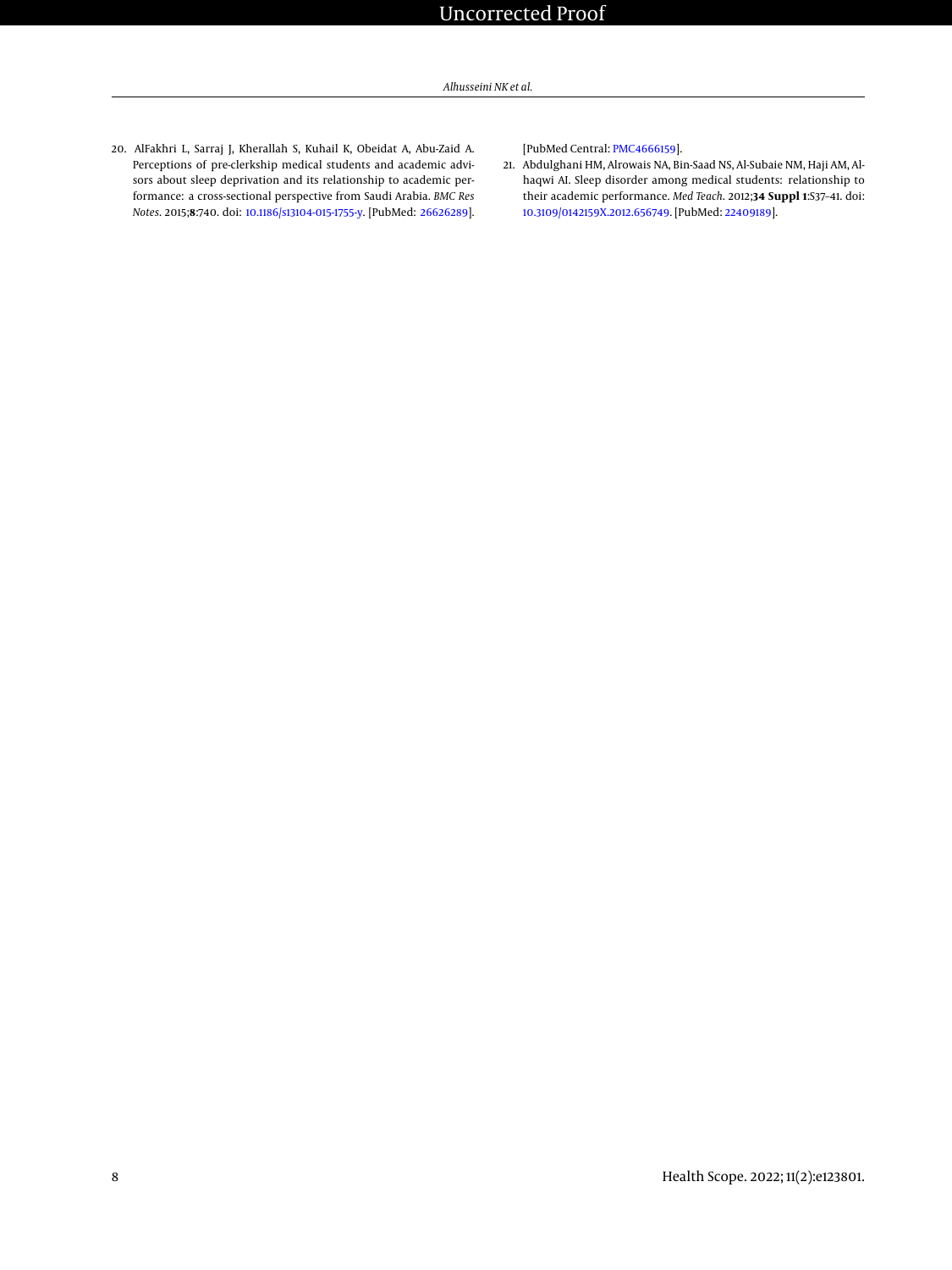20. AlFakhri L, Sarraj J, Kherallah S, Kuhail K, Obeidat A, Abu-Zaid A. Perceptions of pre-clerkship medical students and academic advisors about sleep deprivation and its relationship to academic performance: a cross-sectional perspective from Saudi Arabia. *BMC Res Notes*. 2015;**8**:740. doi: 10.1186/s13104-015-1755-y. [PubMed: 26626289]. [PubMed Central: PMC4666159].
21. Abdulghani HM, Alrowais NA, Bin-Saad NS, Al-Subaie NM, Haji AM, Alhaqwi AI. Sleep disorder among medical students: relationship to their academic performance. *Med Teach*. 2012;**34 Suppl 1**:S37–41. doi: 10.3109/0142159X.2012.656749. [PubMed: 22409189].